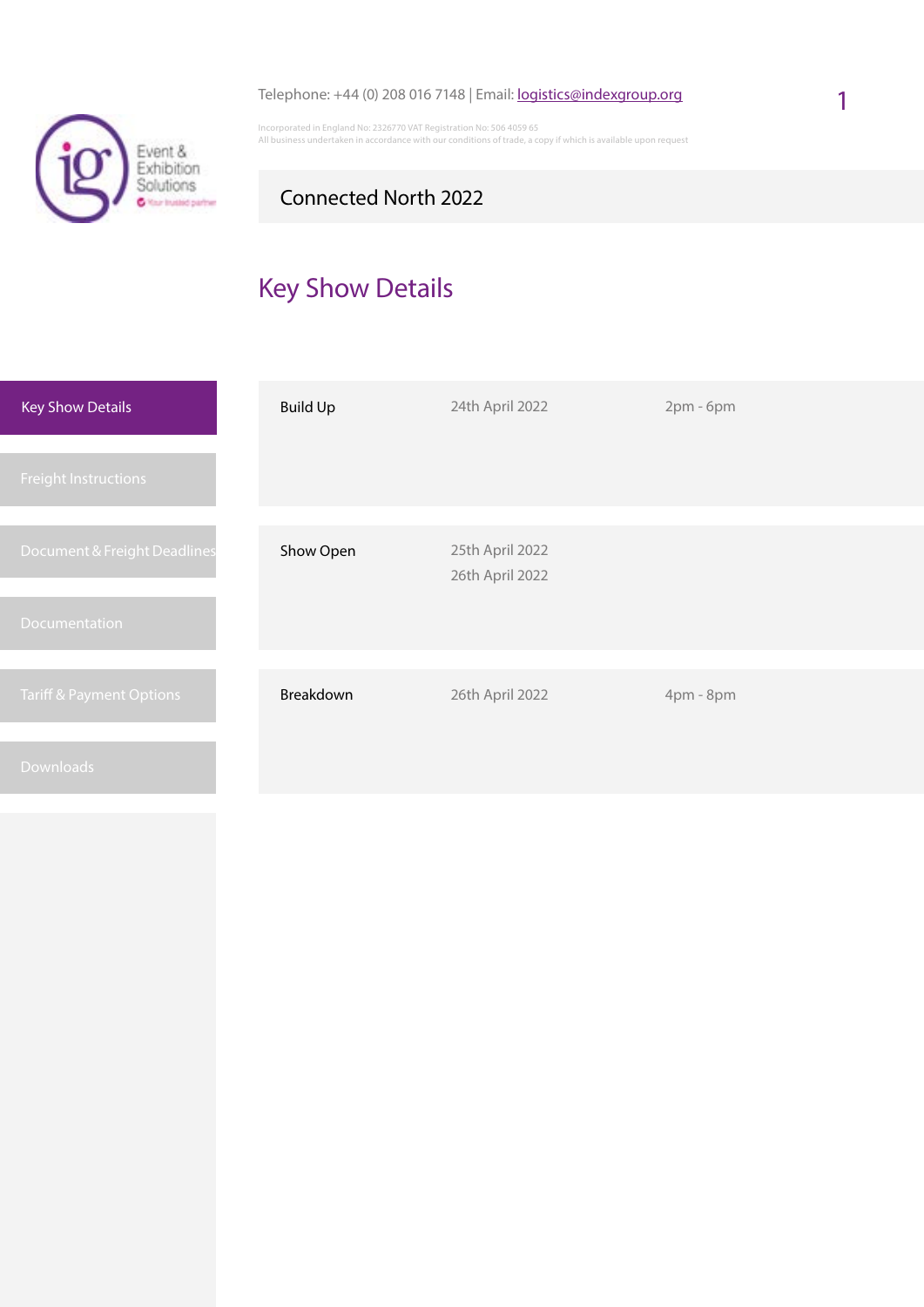Telephone: +44 (0) 208 016 7148 | Email: logistics@indexgroup.org

Incorporated in England No: 2326770 VAT Registration No: 506 4059 65
All business undertaken in accordance with our conditions of trade, a copy if which is available upon request

Event & Exhibition Solutions

# Connected North 2022

## Key Show Details

- Key Show Details
- Freight Instructions
- Document & Freight Deadlines
- Documentation
- Tariff & Payment Options
- Downloads

| | | |
|---|---|---|
| Build Up | 24th April 2022 | 2pm - 6pm |
| Show Open | 25th April 2022<br>26th April 2022 | |
| Breakdown | 26th April 2022 | 4pm - 8pm |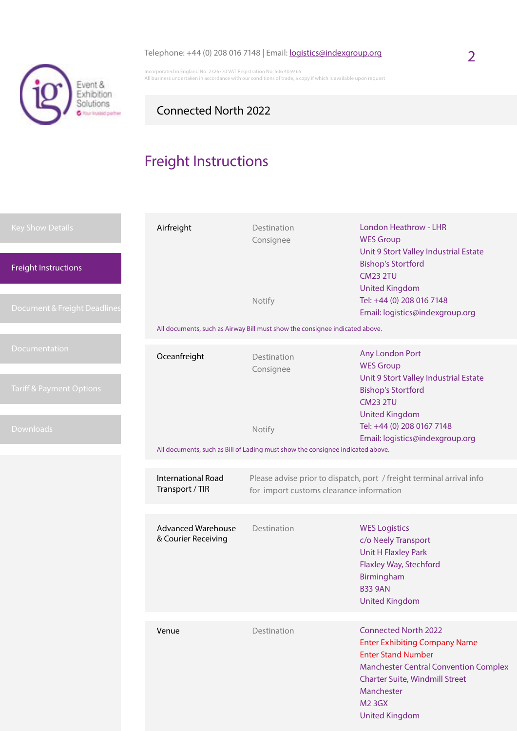Telephone: +44 (0) 208 016 7148 | Email: logistics@indexgroup.org

Incorporated in England No: 2326770 VAT Registration No: 506 4059 65
All business undertaken in accordance with our conditions of trade, a copy if which is available upon request

Connected North 2022

# Freight Instructions

- Key Show Details
- Freight Instructions
- Document & Freight Deadlines
- Documentation
- Tariff & Payment Options
- Downloads

| | | |
|---|---|---|
| **Airfreight** | Destination<br>Consignee<br><br><br><br><br>Notify | London Heathrow - LHR<br>WES Group<br>Unit 9 Stort Valley Industrial Estate<br>Bishop's Stortford<br>CM23 2TU<br>United Kingdom<br>Tel: +44 (0) 208 016 7148<br>Email: logistics@indexgroup.org |

All documents, such as Airway Bill must show the consignee indicated above.

| | | |
|---|---|---|
| **Oceanfreight** | Destination<br>Consignee<br><br><br><br><br>Notify | Any London Port<br>WES Group<br>Unit 9 Stort Valley Industrial Estate<br>Bishop's Stortford<br>CM23 2TU<br>United Kingdom<br>Tel: +44 (0) 208 0167 7148<br>Email: logistics@indexgroup.org |

All documents, such as Bill of Lading must show the consignee indicated above.

| | |
|---|---|
| **International Road Transport / TIR** | Please advise prior to dispatch, port / freight terminal arrival info for import customs clearance information |

| | | |
|---|---|---|
| **Advanced Warehouse & Courier Receiving** | Destination | WES Logistics<br>c/o Neely Transport<br>Unit H Flaxley Park<br>Flaxley Way, Stechford<br>Birmingham<br>B33 9AN<br>United Kingdom |

| | | |
|---|---|---|
| **Venue** | Destination | Connected North 2022<br>Enter Exhibiting Company Name<br>Enter Stand Number<br>Manchester Central Convention Complex<br>Charter Suite, Windmill Street<br>Manchester<br>M2 3GX<br>United Kingdom |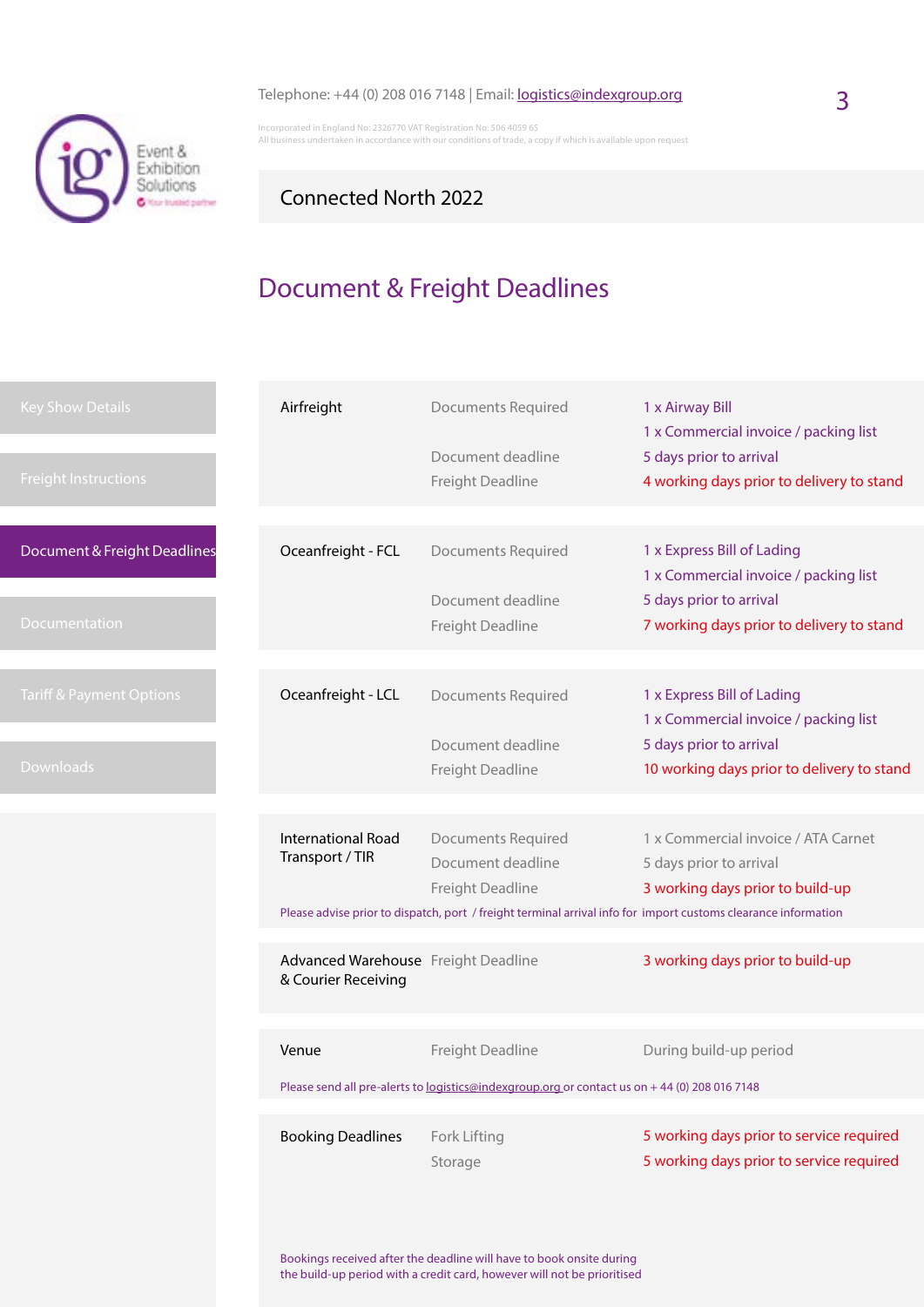Telephone: +44 (0) 208 016 7148 | Email: logistics@indexgroup.org

Incorporated in England No: 2326770 VAT Registration No: 506 4059 65
All business undertaken in accordance with our conditions of trade, a copy if which is available upon request

Connected North 2022

# Document & Freight Deadlines

- Key Show Details
- Freight Instructions
- Document & Freight Deadlines
- Documentation
- Tariff & Payment Options
- Downloads

| | | |
|---|---|---|
| Airfreight | Documents Required | 1 x Airway Bill<br>1 x Commercial invoice / packing list |
| | Document deadline | 5 days prior to arrival |
| | Freight Deadline | 4 working days prior to delivery to stand |
| Oceanfreight - FCL | Documents Required | 1 x Express Bill of Lading<br>1 x Commercial invoice / packing list |
| | Document deadline | 5 days prior to arrival |
| | Freight Deadline | 7 working days prior to delivery to stand |
| Oceanfreight - LCL | Documents Required | 1 x Express Bill of Lading<br>1 x Commercial invoice / packing list |
| | Document deadline | 5 days prior to arrival |
| | Freight Deadline | 10 working days prior to delivery to stand |
| International Road Transport / TIR | Documents Required | 1 x Commercial invoice / ATA Carnet |
| | Document deadline | 5 days prior to arrival |
| | Freight Deadline | 3 working days prior to build-up |

Please advise prior to dispatch, port / freight terminal arrival info for import customs clearance information

| | | |
|---|---|---|
| Advanced Warehouse & Courier Receiving | Freight Deadline | 3 working days prior to build-up |
| Venue | Freight Deadline | During build-up period |

Please send all pre-alerts to logistics@indexgroup.org or contact us on + 44 (0) 208 016 7148

| | | |
|---|---|---|
| Booking Deadlines | Fork Lifting | 5 working days prior to service required |
| | Storage | 5 working days prior to service required |

Bookings received after the deadline will have to book onsite during the build-up period with a credit card, however will not be prioritised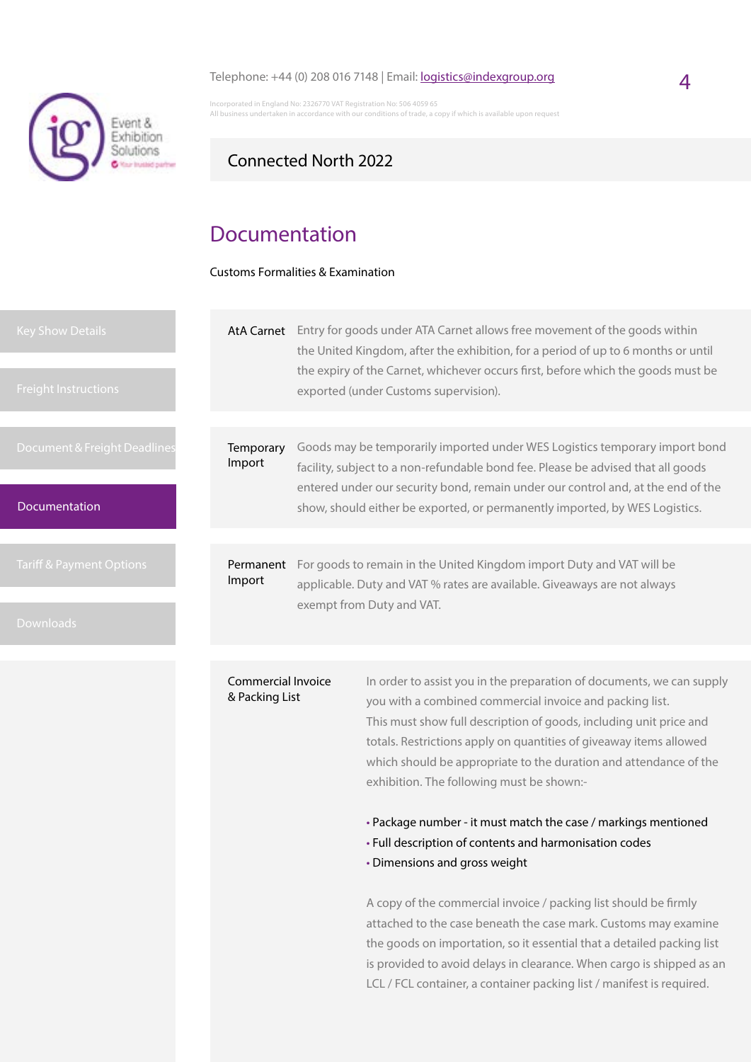Telephone: +44 (0) 208 016 7148 | Email: logistics@indexgroup.org

Incorporated in England No: 2326770 VAT Registration No: 506 4059 65
All business undertaken in accordance with our conditions of trade, a copy if which is available upon request

Connected North 2022

- Key Show Details
- Freight Instructions
- Document & Freight Deadlines
- Documentation
- Tariff & Payment Options
- Downloads

# Documentation

Customs Formalities & Examination

**AtA Carnet** Entry for goods under ATA Carnet allows free movement of the goods within the United Kingdom, after the exhibition, for a period of up to 6 months or until the expiry of the Carnet, whichever occurs first, before which the goods must be exported (under Customs supervision).

**Temporary Import** Goods may be temporarily imported under WES Logistics temporary import bond facility, subject to a non-refundable bond fee. Please be advised that all goods entered under our security bond, remain under our control and, at the end of the show, should either be exported, or permanently imported, by WES Logistics.

**Permanent Import** For goods to remain in the United Kingdom import Duty and VAT will be applicable. Duty and VAT % rates are available. Giveaways are not always exempt from Duty and VAT.

**Commercial Invoice & Packing List**

In order to assist you in the preparation of documents, we can supply you with a combined commercial invoice and packing list.
This must show full description of goods, including unit price and totals. Restrictions apply on quantities of giveaway items allowed which should be appropriate to the duration and attendance of the exhibition. The following must be shown:-

- Package number - it must match the case / markings mentioned
- Full description of contents and harmonisation codes
- Dimensions and gross weight

A copy of the commercial invoice / packing list should be firmly attached to the case beneath the case mark. Customs may examine the goods on importation, so it essential that a detailed packing list is provided to avoid delays in clearance. When cargo is shipped as an LCL / FCL container, a container packing list / manifest is required.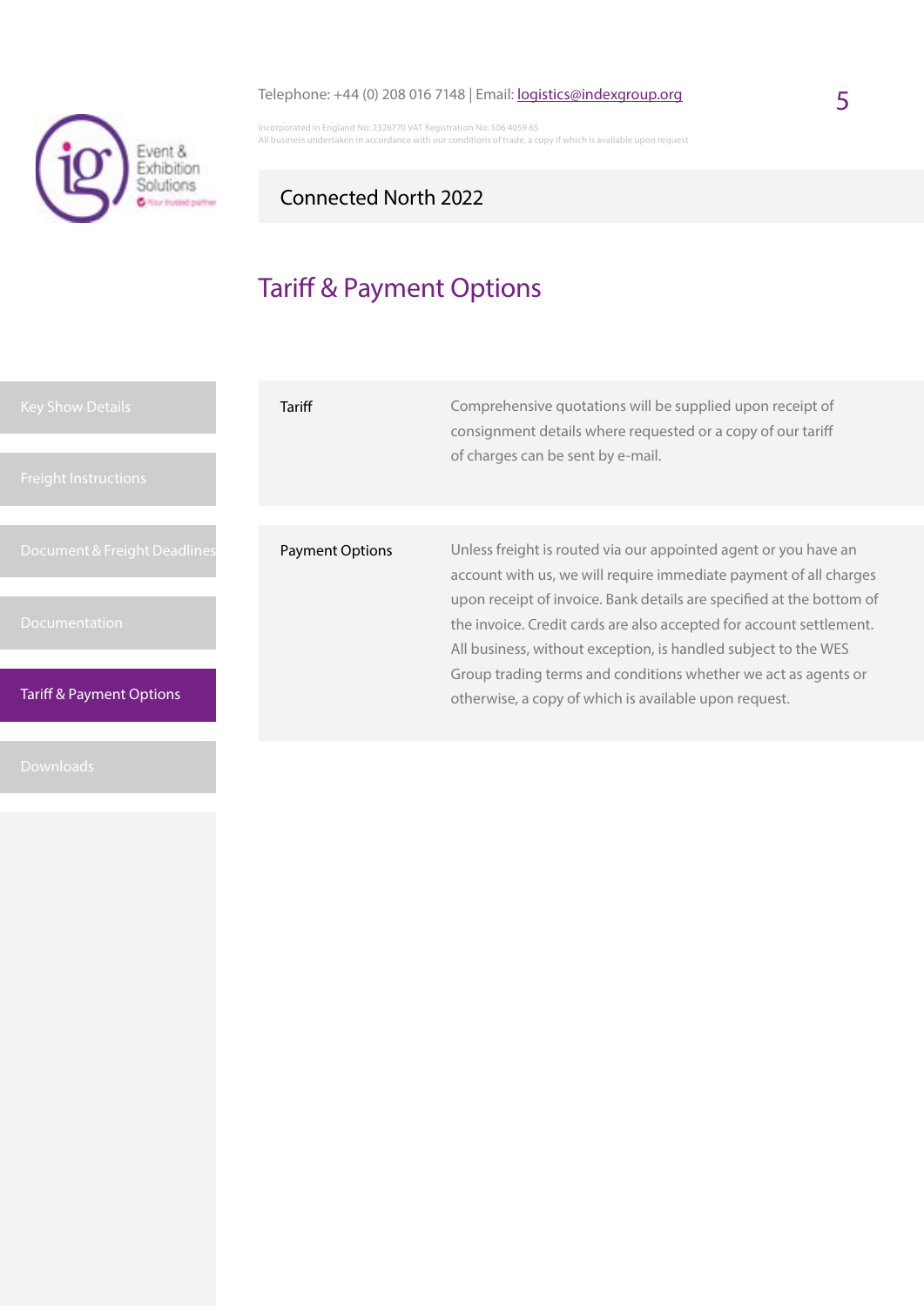Telephone: +44 (0) 208 016 7148 | Email: logistics@indexgroup.org

Incorporated in England No: 2326770 VAT Registration No: 506 4059 65
All business undertaken in accordance with our conditions of trade, a copy if which is available upon request

Connected North 2022

# Tariff & Payment Options

- Key Show Details
- Freight Instructions
- Document & Freight Deadlines
- Documentation
- Tariff & Payment Options
- Downloads

| | |
|---|---|
| Tariff | Comprehensive quotations will be supplied upon receipt of consignment details where requested or a copy of our tariff of charges can be sent by e-mail. |
| Payment Options | Unless freight is routed via our appointed agent or you have an account with us, we will require immediate payment of all charges upon receipt of invoice. Bank details are specified at the bottom of the invoice. Credit cards are also accepted for account settlement. All business, without exception, is handled subject to the WES Group trading terms and conditions whether we act as agents or otherwise, a copy of which is available upon request. |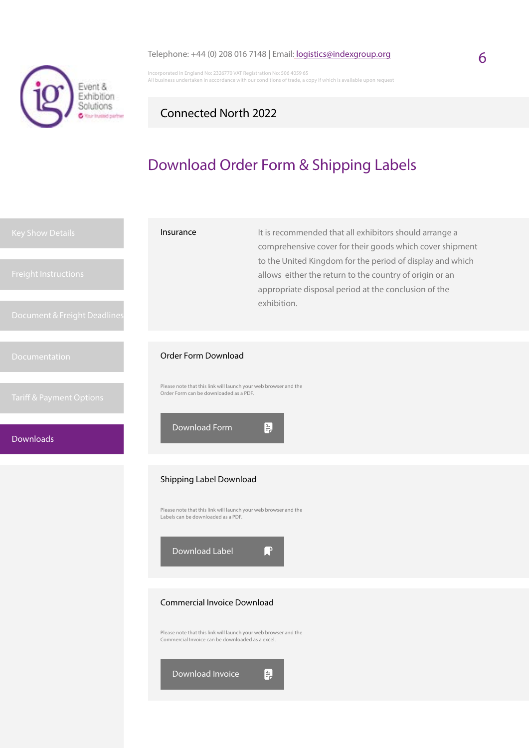Telephone: +44 (0) 208 016 7148 | Email: logistics@indexgroup.org

Incorporated in England No: 2326770 VAT Registration No: 506 4059 65
All business undertaken in accordance with our conditions of trade, a copy if which is available upon request

Connected North 2022

# Download Order Form & Shipping Labels

- Key Show Details
- Freight Instructions
- Document & Freight Deadlines
- Documentation
- Tariff & Payment Options
- Downloads

**Insurance**

It is recommended that all exhibitors should arrange a comprehensive cover for their goods which cover shipment to the United Kingdom for the period of display and which allows either the return to the country of origin or an appropriate disposal period at the conclusion of the exhibition.

## Order Form Download

Please note that this link will launch your web browser and the Order Form can be downloaded as a PDF.

Download Form

## Shipping Label Download

Please note that this link will launch your web browser and the Labels can be downloaded as a PDF.

Download Label

## Commercial Invoice Download

Please note that this link will launch your web browser and the Commercial Invoice can be downloaded as a excel.

Download Invoice